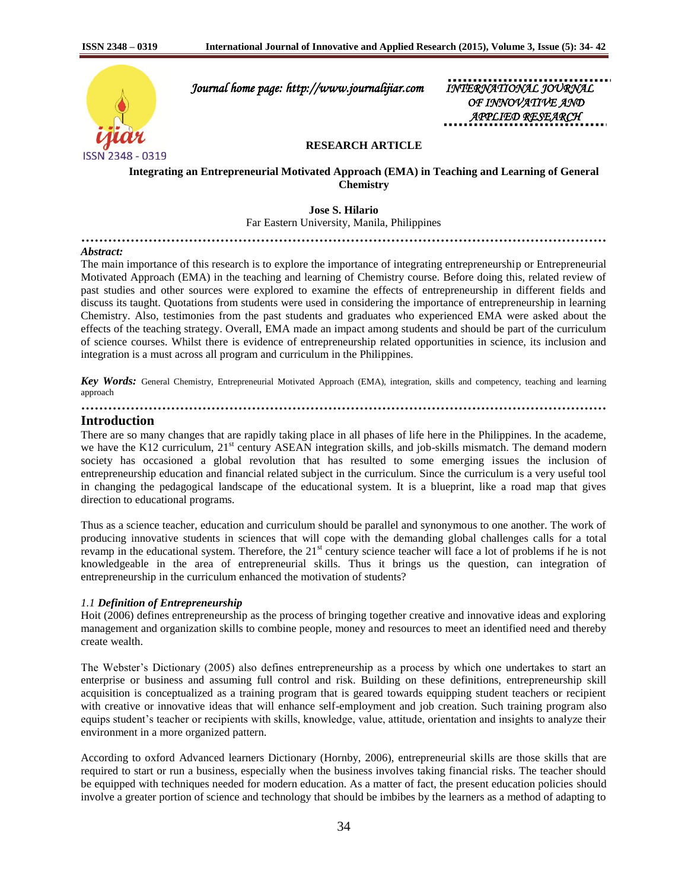**RESEARCH ARTICLE**

# Integrating an Entrepreneurial Motivated Approach (EMA) in Teaching and Learning of General Chemistry

**Jose S. Hilario**

Far Eastern University, Manila, Philippines

***Abstract:***

The main importance of this research is to explore the importance of integrating entrepreneurship or Entrepreneurial Motivated Approach (EMA) in the teaching and learning of Chemistry course. Before doing this, related review of past studies and other sources were explored to examine the effects of entrepreneurship in different fields and discuss its taught. Quotations from students were used in considering the importance of entrepreneurship in learning Chemistry. Also, testimonies from the past students and graduates who experienced EMA were asked about the effects of the teaching strategy. Overall, EMA made an impact among students and should be part of the curriculum of science courses. Whilst there is evidence of entrepreneurship related opportunities in science, its inclusion and integration is a must across all program and curriculum in the Philippines.

***Key Words:*** General Chemistry, Entrepreneurial Motivated Approach (EMA), integration, skills and competency, teaching and learning approach

## Introduction

There are so many changes that are rapidly taking place in all phases of life here in the Philippines. In the academe, we have the K12 curriculum, 21st century ASEAN integration skills, and job-skills mismatch. The demand modern society has occasioned a global revolution that has resulted to some emerging issues the inclusion of entrepreneurship education and financial related subject in the curriculum. Since the curriculum is a very useful tool in changing the pedagogical landscape of the educational system. It is a blueprint, like a road map that gives direction to educational programs.

Thus as a science teacher, education and curriculum should be parallel and synonymous to one another. The work of producing innovative students in sciences that will cope with the demanding global challenges calls for a total revamp in the educational system. Therefore, the 21st century science teacher will face a lot of problems if he is not knowledgeable in the area of entrepreneurial skills. Thus it brings us the question, can integration of entrepreneurship in the curriculum enhanced the motivation of students?

### *1.1 Definition of Entrepreneurship*

Hoit (2006) defines entrepreneurship as the process of bringing together creative and innovative ideas and exploring management and organization skills to combine people, money and resources to meet an identified need and thereby create wealth.

The Webster's Dictionary (2005) also defines entrepreneurship as a process by which one undertakes to start an enterprise or business and assuming full control and risk. Building on these definitions, entrepreneurship skill acquisition is conceptualized as a training program that is geared towards equipping student teachers or recipient with creative or innovative ideas that will enhance self-employment and job creation. Such training program also equips student's teacher or recipients with skills, knowledge, value, attitude, orientation and insights to analyze their environment in a more organized pattern.

According to oxford Advanced learners Dictionary (Hornby, 2006), entrepreneurial skills are those skills that are required to start or run a business, especially when the business involves taking financial risks. The teacher should be equipped with techniques needed for modern education. As a matter of fact, the present education policies should involve a greater portion of science and technology that should be imbibes by the learners as a method of adapting to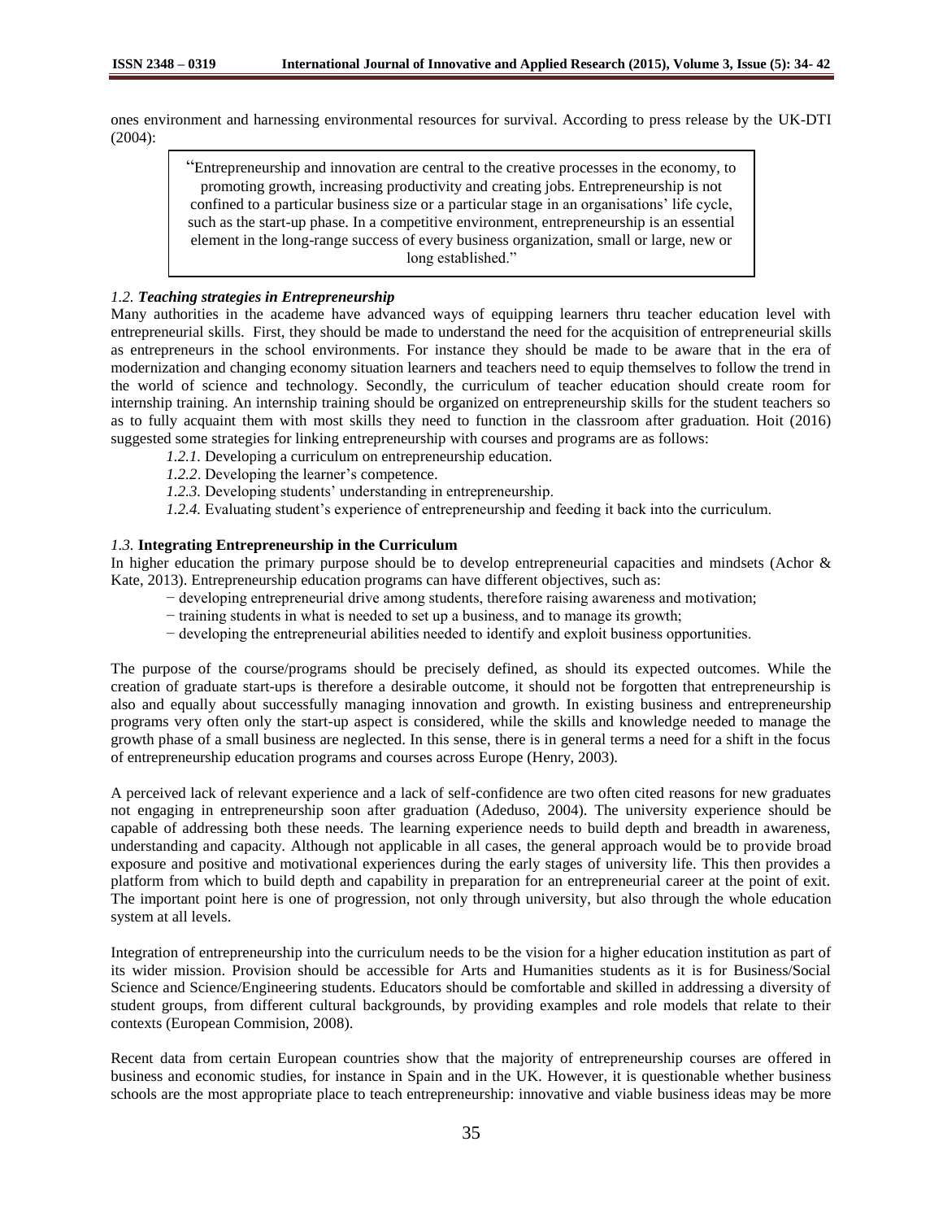ones environment and harnessing environmental resources for survival. According to press release by the UK-DTI (2004):

> "Entrepreneurship and innovation are central to the creative processes in the economy, to promoting growth, increasing productivity and creating jobs. Entrepreneurship is not confined to a particular business size or a particular stage in an organisations' life cycle, such as the start-up phase. In a competitive environment, entrepreneurship is an essential element in the long-range success of every business organization, small or large, new or long established."

### *1.2. Teaching strategies in Entrepreneurship*

Many authorities in the academe have advanced ways of equipping learners thru teacher education level with entrepreneurial skills. First, they should be made to understand the need for the acquisition of entrepreneurial skills as entrepreneurs in the school environments. For instance they should be made to be aware that in the era of modernization and changing economy situation learners and teachers need to equip themselves to follow the trend in the world of science and technology. Secondly, the curriculum of teacher education should create room for internship training. An internship training should be organized on entrepreneurship skills for the student teachers so as to fully acquaint them with most skills they need to function in the classroom after graduation. Hoit (2016) suggested some strategies for linking entrepreneurship with courses and programs are as follows:

*1.2.1.* Developing a curriculum on entrepreneurship education.

*1.2.2*. Developing the learner's competence.

*1.2.3.* Developing students' understanding in entrepreneurship.

*1.2.4.* Evaluating student's experience of entrepreneurship and feeding it back into the curriculum.

### *1.3.* **Integrating Entrepreneurship in the Curriculum**

In higher education the primary purpose should be to develop entrepreneurial capacities and mindsets (Achor & Kate, 2013). Entrepreneurship education programs can have different objectives, such as:

- developing entrepreneurial drive among students, therefore raising awareness and motivation;
- training students in what is needed to set up a business, and to manage its growth;
- developing the entrepreneurial abilities needed to identify and exploit business opportunities.

The purpose of the course/programs should be precisely defined, as should its expected outcomes. While the creation of graduate start-ups is therefore a desirable outcome, it should not be forgotten that entrepreneurship is also and equally about successfully managing innovation and growth. In existing business and entrepreneurship programs very often only the start-up aspect is considered, while the skills and knowledge needed to manage the growth phase of a small business are neglected. In this sense, there is in general terms a need for a shift in the focus of entrepreneurship education programs and courses across Europe (Henry, 2003).

A perceived lack of relevant experience and a lack of self-confidence are two often cited reasons for new graduates not engaging in entrepreneurship soon after graduation (Adeduso, 2004). The university experience should be capable of addressing both these needs. The learning experience needs to build depth and breadth in awareness, understanding and capacity. Although not applicable in all cases, the general approach would be to provide broad exposure and positive and motivational experiences during the early stages of university life. This then provides a platform from which to build depth and capability in preparation for an entrepreneurial career at the point of exit. The important point here is one of progression, not only through university, but also through the whole education system at all levels.

Integration of entrepreneurship into the curriculum needs to be the vision for a higher education institution as part of its wider mission. Provision should be accessible for Arts and Humanities students as it is for Business/Social Science and Science/Engineering students. Educators should be comfortable and skilled in addressing a diversity of student groups, from different cultural backgrounds, by providing examples and role models that relate to their contexts (European Commision, 2008).

Recent data from certain European countries show that the majority of entrepreneurship courses are offered in business and economic studies, for instance in Spain and in the UK. However, it is questionable whether business schools are the most appropriate place to teach entrepreneurship: innovative and viable business ideas may be more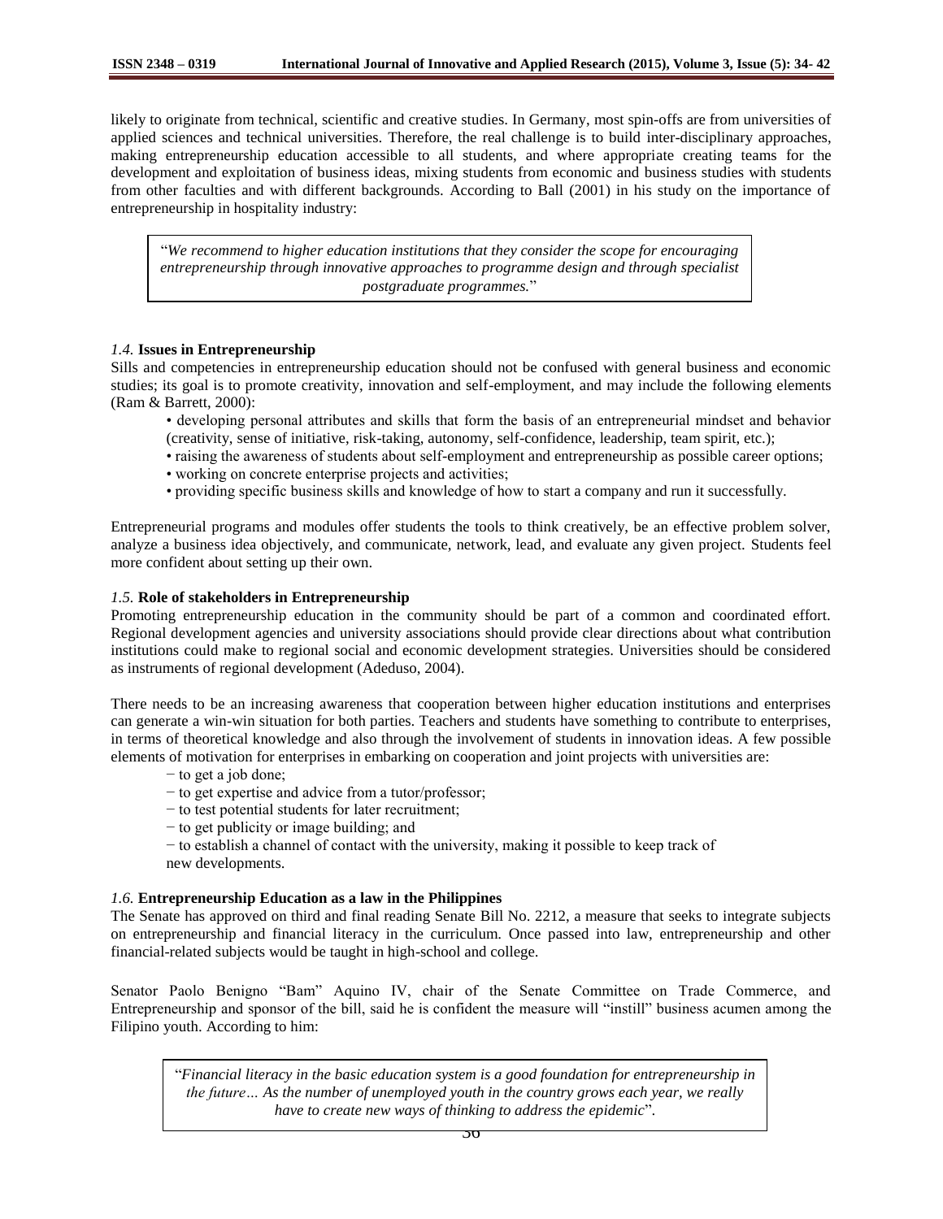likely to originate from technical, scientific and creative studies. In Germany, most spin-offs are from universities of applied sciences and technical universities. Therefore, the real challenge is to build inter-disciplinary approaches, making entrepreneurship education accessible to all students, and where appropriate creating teams for the development and exploitation of business ideas, mixing students from economic and business studies with students from other faculties and with different backgrounds. According to Ball (2001) in his study on the importance of entrepreneurship in hospitality industry:

> "*We recommend to higher education institutions that they consider the scope for encouraging entrepreneurship through innovative approaches to programme design and through specialist postgraduate programmes.*"

### *1.4.* Issues in Entrepreneurship

Sills and competencies in entrepreneurship education should not be confused with general business and economic studies; its goal is to promote creativity, innovation and self-employment, and may include the following elements (Ram & Barrett, 2000):

- developing personal attributes and skills that form the basis of an entrepreneurial mindset and behavior (creativity, sense of initiative, risk-taking, autonomy, self-confidence, leadership, team spirit, etc.);
- raising the awareness of students about self-employment and entrepreneurship as possible career options;
- working on concrete enterprise projects and activities;
- providing specific business skills and knowledge of how to start a company and run it successfully.

Entrepreneurial programs and modules offer students the tools to think creatively, be an effective problem solver, analyze a business idea objectively, and communicate, network, lead, and evaluate any given project. Students feel more confident about setting up their own.

### *1.5.* Role of stakeholders in Entrepreneurship

Promoting entrepreneurship education in the community should be part of a common and coordinated effort. Regional development agencies and university associations should provide clear directions about what contribution institutions could make to regional social and economic development strategies. Universities should be considered as instruments of regional development (Adeduso, 2004).

There needs to be an increasing awareness that cooperation between higher education institutions and enterprises can generate a win-win situation for both parties. Teachers and students have something to contribute to enterprises, in terms of theoretical knowledge and also through the involvement of students in innovation ideas. A few possible elements of motivation for enterprises in embarking on cooperation and joint projects with universities are:

− to get a job done;
− to get expertise and advice from a tutor/professor;
− to test potential students for later recruitment;
− to get publicity or image building; and
− to establish a channel of contact with the university, making it possible to keep track of new developments.

### *1.6.* Entrepreneurship Education as a law in the Philippines

The Senate has approved on third and final reading Senate Bill No. 2212, a measure that seeks to integrate subjects on entrepreneurship and financial literacy in the curriculum. Once passed into law, entrepreneurship and other financial-related subjects would be taught in high-school and college.

Senator Paolo Benigno "Bam" Aquino IV, chair of the Senate Committee on Trade Commerce, and Entrepreneurship and sponsor of the bill, said he is confident the measure will "instill" business acumen among the Filipino youth. According to him:

> "*Financial literacy in the basic education system is a good foundation for entrepreneurship in the future… As the number of unemployed youth in the country grows each year, we really have to create new ways of thinking to address the epidemic*".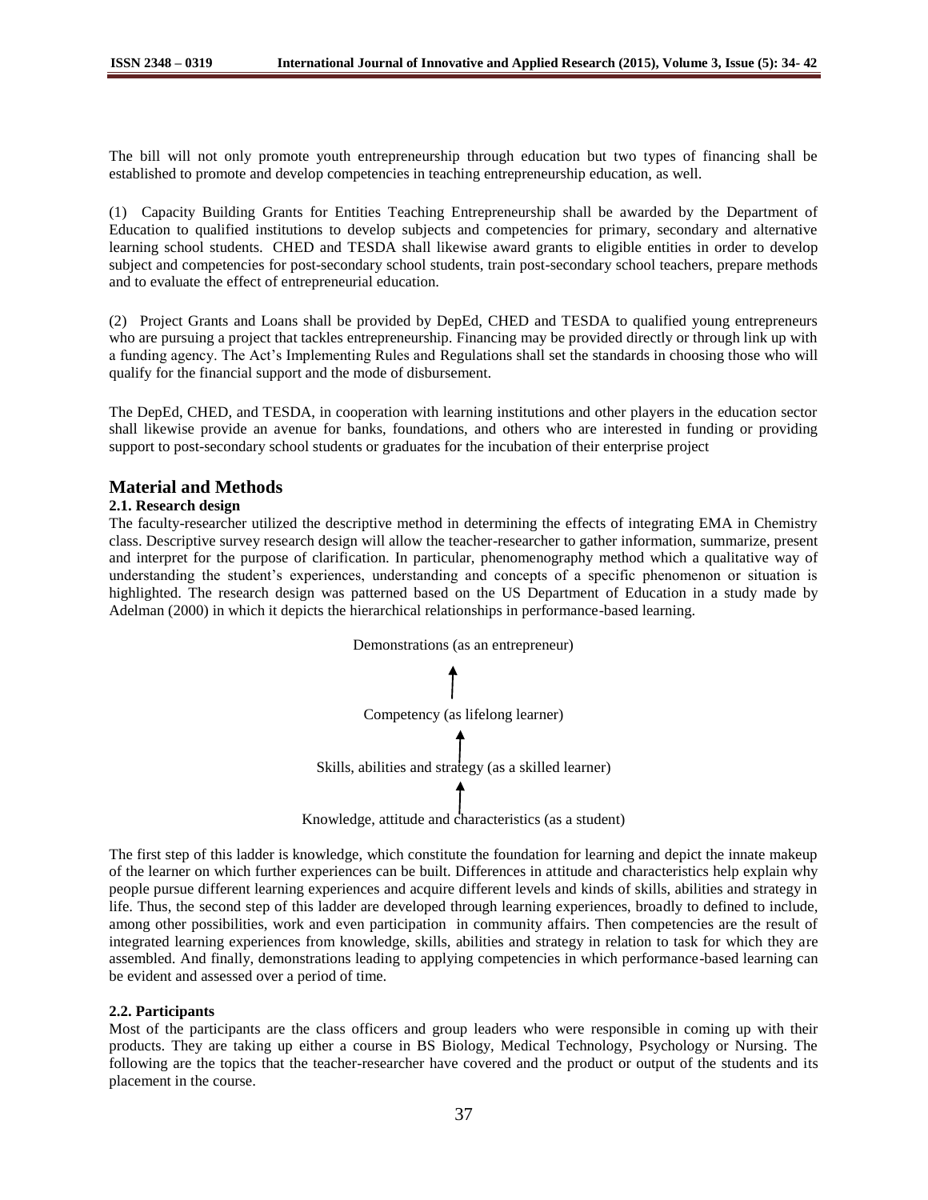The bill will not only promote youth entrepreneurship through education but two types of financing shall be established to promote and develop competencies in teaching entrepreneurship education, as well.

(1) Capacity Building Grants for Entities Teaching Entrepreneurship shall be awarded by the Department of Education to qualified institutions to develop subjects and competencies for primary, secondary and alternative learning school students. CHED and TESDA shall likewise award grants to eligible entities in order to develop subject and competencies for post-secondary school students, train post-secondary school teachers, prepare methods and to evaluate the effect of entrepreneurial education.

(2) Project Grants and Loans shall be provided by DepEd, CHED and TESDA to qualified young entrepreneurs who are pursuing a project that tackles entrepreneurship. Financing may be provided directly or through link up with a funding agency. The Act's Implementing Rules and Regulations shall set the standards in choosing those who will qualify for the financial support and the mode of disbursement.

The DepEd, CHED, and TESDA, in cooperation with learning institutions and other players in the education sector shall likewise provide an avenue for banks, foundations, and others who are interested in funding or providing support to post-secondary school students or graduates for the incubation of their enterprise project

## Material and Methods

### 2.1. Research design

The faculty-researcher utilized the descriptive method in determining the effects of integrating EMA in Chemistry class. Descriptive survey research design will allow the teacher-researcher to gather information, summarize, present and interpret for the purpose of clarification. In particular, phenomenography method which a qualitative way of understanding the student's experiences, understanding and concepts of a specific phenomenon or situation is highlighted. The research design was patterned based on the US Department of Education in a study made by Adelman (2000) in which it depicts the hierarchical relationships in performance-based learning.

Demonstrations (as an entrepreneur)

↑

Competency (as lifelong learner)

↑

Skills, abilities and strategy (as a skilled learner)

↑

Knowledge, attitude and characteristics (as a student)

The first step of this ladder is knowledge, which constitute the foundation for learning and depict the innate makeup of the learner on which further experiences can be built. Differences in attitude and characteristics help explain why people pursue different learning experiences and acquire different levels and kinds of skills, abilities and strategy in life. Thus, the second step of this ladder are developed through learning experiences, broadly to defined to include, among other possibilities, work and even participation in community affairs. Then competencies are the result of integrated learning experiences from knowledge, skills, abilities and strategy in relation to task for which they are assembled. And finally, demonstrations leading to applying competencies in which performance-based learning can be evident and assessed over a period of time.

### 2.2. Participants

Most of the participants are the class officers and group leaders who were responsible in coming up with their products. They are taking up either a course in BS Biology, Medical Technology, Psychology or Nursing. The following are the topics that the teacher-researcher have covered and the product or output of the students and its placement in the course.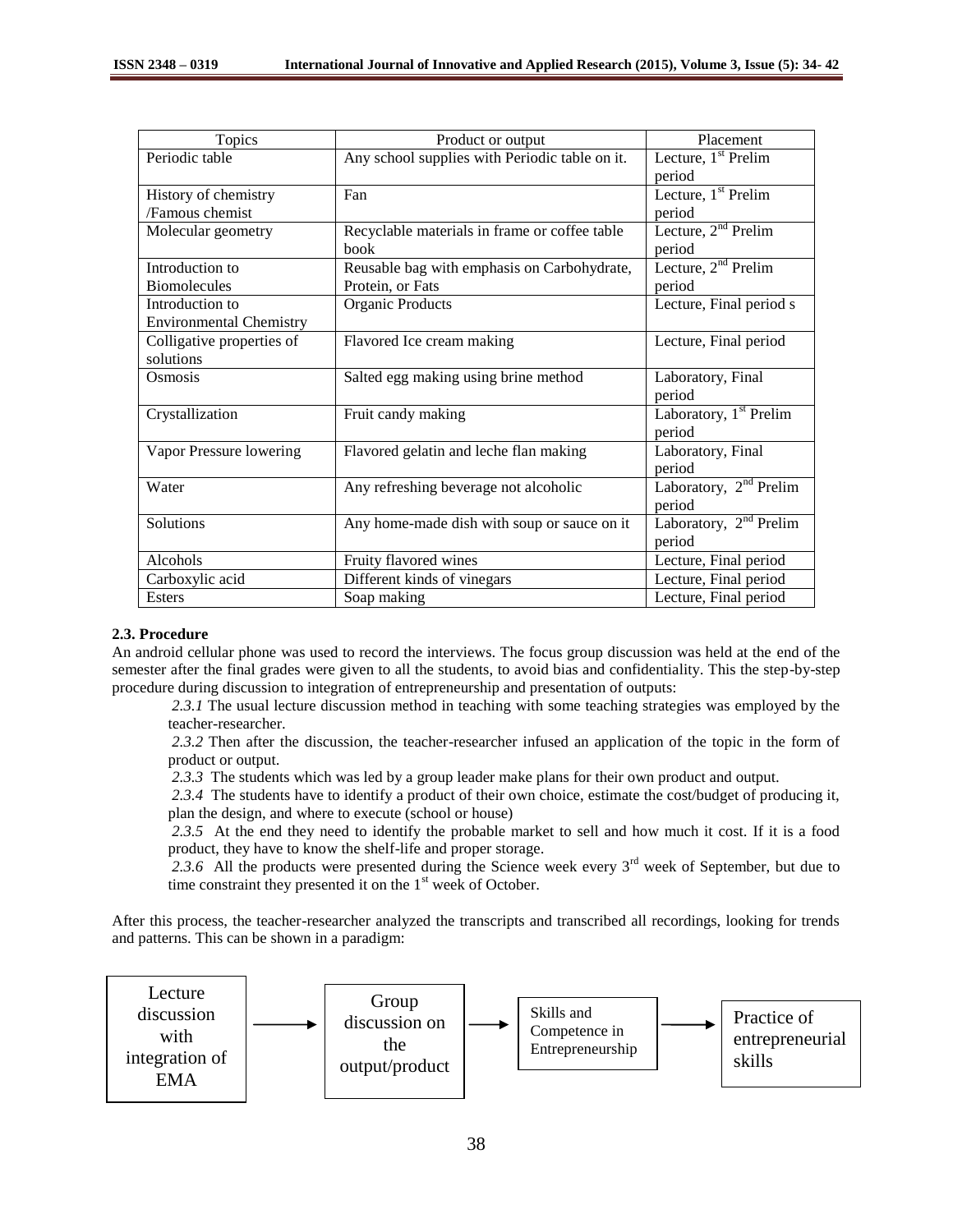| Topics | Product or output | Placement |
|---|---|---|
| Periodic table | Any school supplies with Periodic table on it. | Lecture, 1st Prelim period |
| History of chemistry /Famous chemist | Fan | Lecture, 1st Prelim period |
| Molecular geometry | Recyclable materials in frame or coffee table book | Lecture, 2nd Prelim period |
| Introduction to Biomolecules | Reusable bag with emphasis on Carbohydrate, Protein, or Fats | Lecture, 2nd Prelim period |
| Introduction to Environmental Chemistry | Organic Products | Lecture, Final period s |
| Colligative properties of solutions | Flavored Ice cream making | Lecture, Final period |
| Osmosis | Salted egg making using brine method | Laboratory, Final period |
| Crystallization | Fruit candy making | Laboratory, 1st Prelim period |
| Vapor Pressure lowering | Flavored gelatin and leche flan making | Laboratory, Final period |
| Water | Any refreshing beverage not alcoholic | Laboratory, 2nd Prelim period |
| Solutions | Any home-made dish with soup or sauce on it | Laboratory, 2nd Prelim period |
| Alcohols | Fruity flavored wines | Lecture, Final period |
| Carboxylic acid | Different kinds of vinegars | Lecture, Final period |
| Esters | Soap making | Lecture, Final period |

### 2.3. Procedure

An android cellular phone was used to record the interviews. The focus group discussion was held at the end of the semester after the final grades were given to all the students, to avoid bias and confidentiality. This the step-by-step procedure during discussion to integration of entrepreneurship and presentation of outputs:

*2.3.1* The usual lecture discussion method in teaching with some teaching strategies was employed by the teacher-researcher.

*2.3.2* Then after the discussion, the teacher-researcher infused an application of the topic in the form of product or output.

*2.3.3* The students which was led by a group leader make plans for their own product and output.

*2.3.4* The students have to identify a product of their own choice, estimate the cost/budget of producing it, plan the design, and where to execute (school or house)

*2.3.5* At the end they need to identify the probable market to sell and how much it cost. If it is a food product, they have to know the shelf-life and proper storage.

*2.3.6* All the products were presented during the Science week every 3rd week of September, but due to time constraint they presented it on the 1st week of October.

After this process, the teacher-researcher analyzed the transcripts and transcribed all recordings, looking for trends and patterns. This can be shown in a paradigm:

Lecture discussion with integration of EMA → Group discussion on the output/product → Skills and Competence in Entrepreneurship → Practice of entrepreneurial skills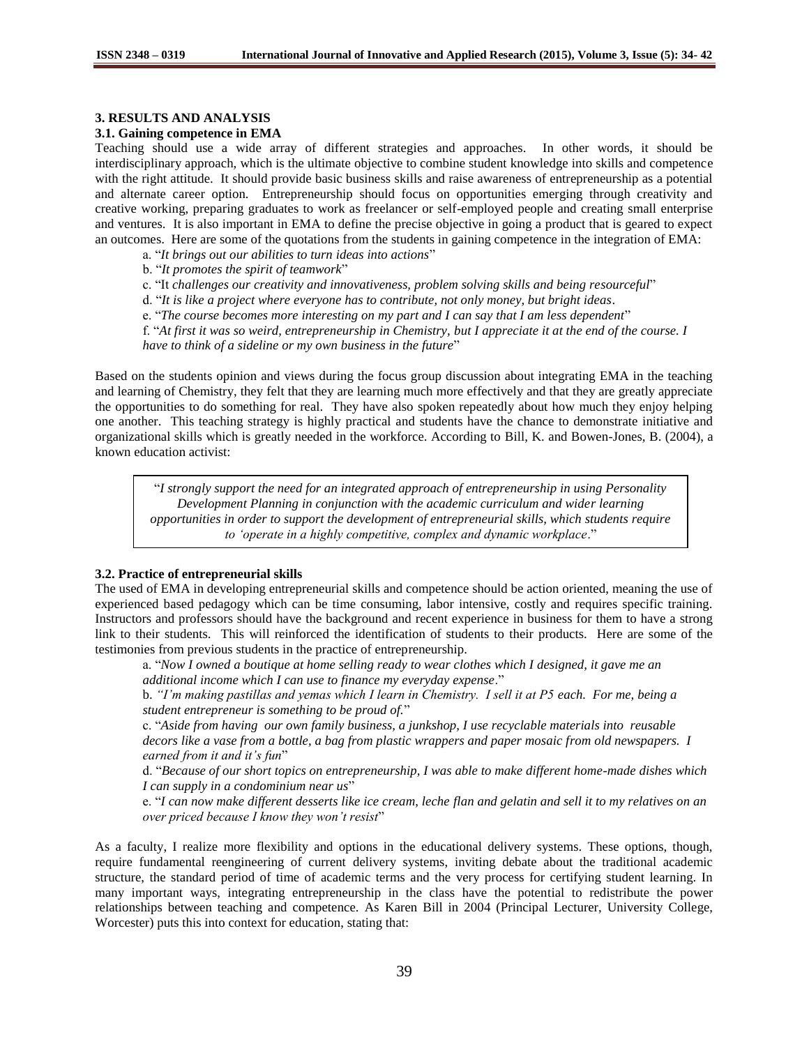### 3. RESULTS AND ANALYSIS

#### 3.1. Gaining competence in EMA

Teaching should use a wide array of different strategies and approaches. In other words, it should be interdisciplinary approach, which is the ultimate objective to combine student knowledge into skills and competence with the right attitude. It should provide basic business skills and raise awareness of entrepreneurship as a potential and alternate career option. Entrepreneurship should focus on opportunities emerging through creativity and creative working, preparing graduates to work as freelancer or self-employed people and creating small enterprise and ventures. It is also important in EMA to define the precise objective in going a product that is geared to expect an outcomes. Here are some of the quotations from the students in gaining competence in the integration of EMA:

a. "*It brings out our abilities to turn ideas into actions*"

b. "*It promotes the spirit of teamwork*"

c. "It *challenges our creativity and innovativeness, problem solving skills and being resourceful*"

d. "*It is like a project where everyone has to contribute, not only money, but bright ideas*.

e. "*The course becomes more interesting on my part and I can say that I am less dependent*"

f. "*At first it was so weird, entrepreneurship in Chemistry, but I appreciate it at the end of the course. I have to think of a sideline or my own business in the future*"

Based on the students opinion and views during the focus group discussion about integrating EMA in the teaching and learning of Chemistry, they felt that they are learning much more effectively and that they are greatly appreciate the opportunities to do something for real. They have also spoken repeatedly about how much they enjoy helping one another. This teaching strategy is highly practical and students have the chance to demonstrate initiative and organizational skills which is greatly needed in the workforce. According to Bill, K. and Bowen-Jones, B. (2004), a known education activist:

> "*I strongly support the need for an integrated approach of entrepreneurship in using Personality Development Planning in conjunction with the academic curriculum and wider learning opportunities in order to support the development of entrepreneurial skills, which students require to 'operate in a highly competitive, complex and dynamic workplace*."

#### 3.2. Practice of entrepreneurial skills

The used of EMA in developing entrepreneurial skills and competence should be action oriented, meaning the use of experienced based pedagogy which can be time consuming, labor intensive, costly and requires specific training. Instructors and professors should have the background and recent experience in business for them to have a strong link to their students. This will reinforced the identification of students to their products. Here are some of the testimonies from previous students in the practice of entrepreneurship.

a. "*Now I owned a boutique at home selling ready to wear clothes which I designed, it gave me an additional income which I can use to finance my everyday expense*."

b. *"I'm making pastillas and yemas which I learn in Chemistry. I sell it at P5 each. For me, being a student entrepreneur is something to be proud of.*"

c. "*Aside from having our own family business, a junkshop, I use recyclable materials into reusable decors like a vase from a bottle, a bag from plastic wrappers and paper mosaic from old newspapers. I earned from it and it's fun*"

d. "*Because of our short topics on entrepreneurship, I was able to make different home-made dishes which I can supply in a condominium near us*"

e. "*I can now make different desserts like ice cream, leche flan and gelatin and sell it to my relatives on an over priced because I know they won't resist*"

As a faculty, I realize more flexibility and options in the educational delivery systems. These options, though, require fundamental reengineering of current delivery systems, inviting debate about the traditional academic structure, the standard period of time of academic terms and the very process for certifying student learning. In many important ways, integrating entrepreneurship in the class have the potential to redistribute the power relationships between teaching and competence. As Karen Bill in 2004 (Principal Lecturer, University College, Worcester) puts this into context for education, stating that: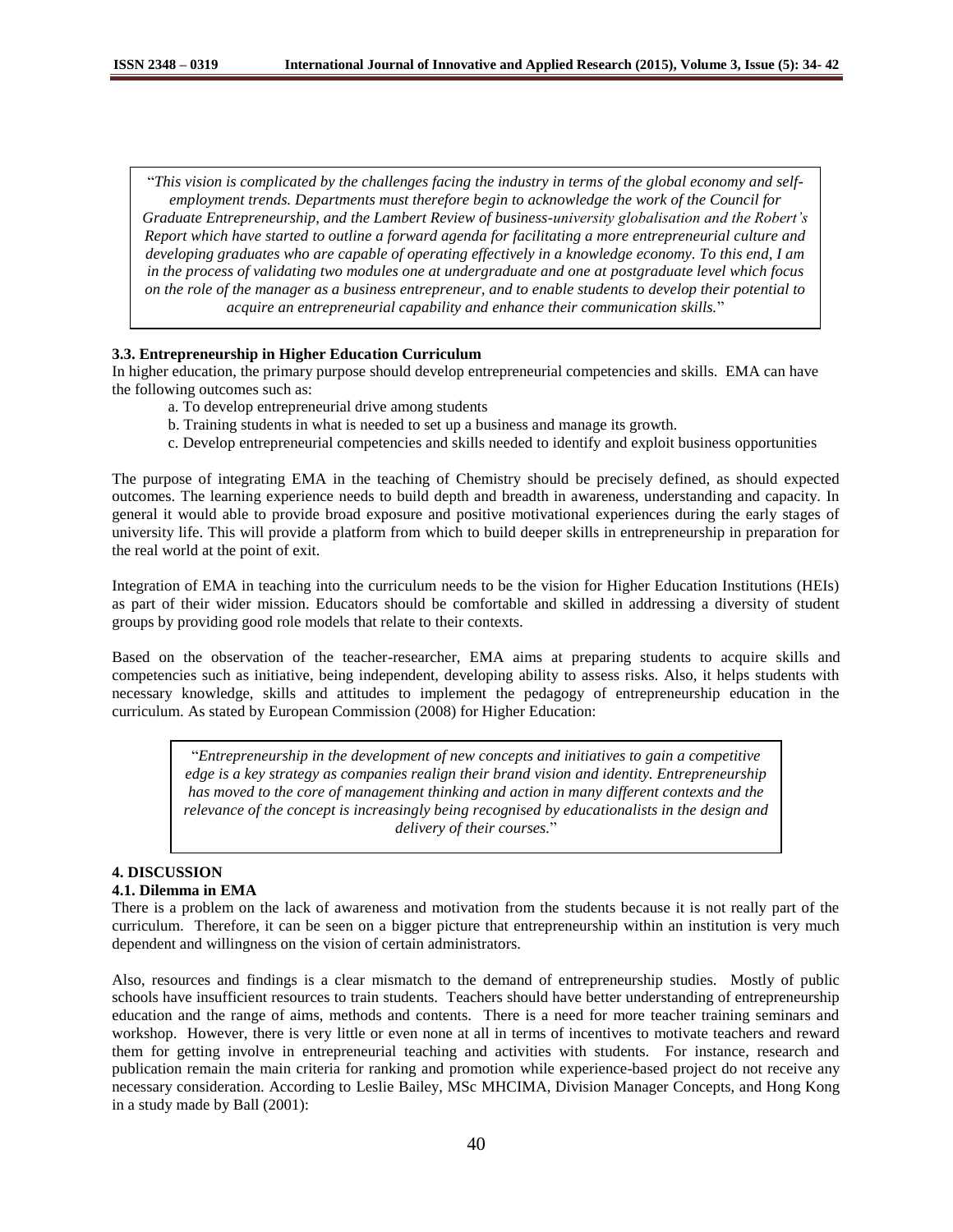> "*This vision is complicated by the challenges facing the industry in terms of the global economy and self-employment trends. Departments must therefore begin to acknowledge the work of the Council for Graduate Entrepreneurship, and the Lambert Review of business-university globalisation and the Robert's Report which have started to outline a forward agenda for facilitating a more entrepreneurial culture and developing graduates who are capable of operating effectively in a knowledge economy. To this end, I am in the process of validating two modules one at undergraduate and one at postgraduate level which focus on the role of the manager as a business entrepreneur, and to enable students to develop their potential to acquire an entrepreneurial capability and enhance their communication skills.*"

### 3.3. Entrepreneurship in Higher Education Curriculum

In higher education, the primary purpose should develop entrepreneurial competencies and skills. EMA can have the following outcomes such as:

a. To develop entrepreneurial drive among students
b. Training students in what is needed to set up a business and manage its growth.
c. Develop entrepreneurial competencies and skills needed to identify and exploit business opportunities

The purpose of integrating EMA in the teaching of Chemistry should be precisely defined, as should expected outcomes. The learning experience needs to build depth and breadth in awareness, understanding and capacity. In general it would able to provide broad exposure and positive motivational experiences during the early stages of university life. This will provide a platform from which to build deeper skills in entrepreneurship in preparation for the real world at the point of exit.

Integration of EMA in teaching into the curriculum needs to be the vision for Higher Education Institutions (HEIs) as part of their wider mission. Educators should be comfortable and skilled in addressing a diversity of student groups by providing good role models that relate to their contexts.

Based on the observation of the teacher-researcher, EMA aims at preparing students to acquire skills and competencies such as initiative, being independent, developing ability to assess risks. Also, it helps students with necessary knowledge, skills and attitudes to implement the pedagogy of entrepreneurship education in the curriculum. As stated by European Commission (2008) for Higher Education:

> "*Entrepreneurship in the development of new concepts and initiatives to gain a competitive edge is a key strategy as companies realign their brand vision and identity. Entrepreneurship has moved to the core of management thinking and action in many different contexts and the relevance of the concept is increasingly being recognised by educationalists in the design and delivery of their courses.*"

## 4. DISCUSSION

### 4.1. Dilemma in EMA

There is a problem on the lack of awareness and motivation from the students because it is not really part of the curriculum. Therefore, it can be seen on a bigger picture that entrepreneurship within an institution is very much dependent and willingness on the vision of certain administrators.

Also, resources and findings is a clear mismatch to the demand of entrepreneurship studies. Mostly of public schools have insufficient resources to train students. Teachers should have better understanding of entrepreneurship education and the range of aims, methods and contents. There is a need for more teacher training seminars and workshop. However, there is very little or even none at all in terms of incentives to motivate teachers and reward them for getting involve in entrepreneurial teaching and activities with students. For instance, research and publication remain the main criteria for ranking and promotion while experience-based project do not receive any necessary consideration. According to Leslie Bailey, MSc MHCIMA, Division Manager Concepts, and Hong Kong in a study made by Ball (2001):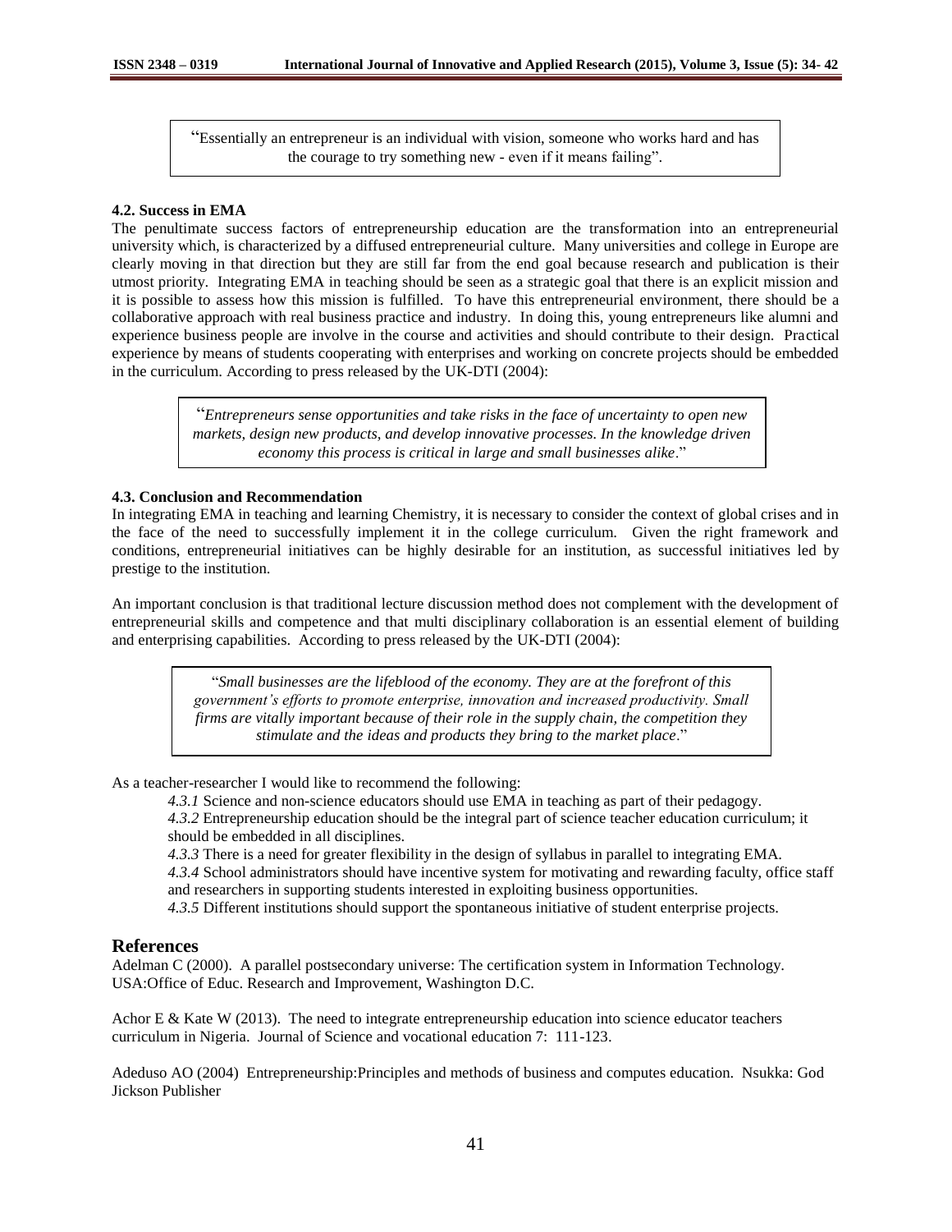> "Essentially an entrepreneur is an individual with vision, someone who works hard and has the courage to try something new - even if it means failing".

### 4.2. Success in EMA

The penultimate success factors of entrepreneurship education are the transformation into an entrepreneurial university which, is characterized by a diffused entrepreneurial culture. Many universities and college in Europe are clearly moving in that direction but they are still far from the end goal because research and publication is their utmost priority. Integrating EMA in teaching should be seen as a strategic goal that there is an explicit mission and it is possible to assess how this mission is fulfilled. To have this entrepreneurial environment, there should be a collaborative approach with real business practice and industry. In doing this, young entrepreneurs like alumni and experience business people are involve in the course and activities and should contribute to their design. Practical experience by means of students cooperating with enterprises and working on concrete projects should be embedded in the curriculum. According to press released by the UK-DTI (2004):

> "*Entrepreneurs sense opportunities and take risks in the face of uncertainty to open new markets, design new products, and develop innovative processes. In the knowledge driven economy this process is critical in large and small businesses alike*."

### 4.3. Conclusion and Recommendation

In integrating EMA in teaching and learning Chemistry, it is necessary to consider the context of global crises and in the face of the need to successfully implement it in the college curriculum. Given the right framework and conditions, entrepreneurial initiatives can be highly desirable for an institution, as successful initiatives led by prestige to the institution.

An important conclusion is that traditional lecture discussion method does not complement with the development of entrepreneurial skills and competence and that multi disciplinary collaboration is an essential element of building and enterprising capabilities. According to press released by the UK-DTI (2004):

> "*Small businesses are the lifeblood of the economy. They are at the forefront of this government's efforts to promote enterprise, innovation and increased productivity. Small firms are vitally important because of their role in the supply chain, the competition they stimulate and the ideas and products they bring to the market place*."

As a teacher-researcher I would like to recommend the following:

*4.3.1* Science and non-science educators should use EMA in teaching as part of their pedagogy.

*4.3.2* Entrepreneurship education should be the integral part of science teacher education curriculum; it should be embedded in all disciplines.

*4.3.3* There is a need for greater flexibility in the design of syllabus in parallel to integrating EMA.

*4.3.4* School administrators should have incentive system for motivating and rewarding faculty, office staff and researchers in supporting students interested in exploiting business opportunities.

*4.3.5* Different institutions should support the spontaneous initiative of student enterprise projects.

## References

Adelman C (2000). A parallel postsecondary universe: The certification system in Information Technology. USA:Office of Educ. Research and Improvement, Washington D.C.

Achor E & Kate W (2013). The need to integrate entrepreneurship education into science educator teachers curriculum in Nigeria. Journal of Science and vocational education 7: 111-123.

Adeduso AO (2004) Entrepreneurship:Principles and methods of business and computes education. Nsukka: God Jickson Publisher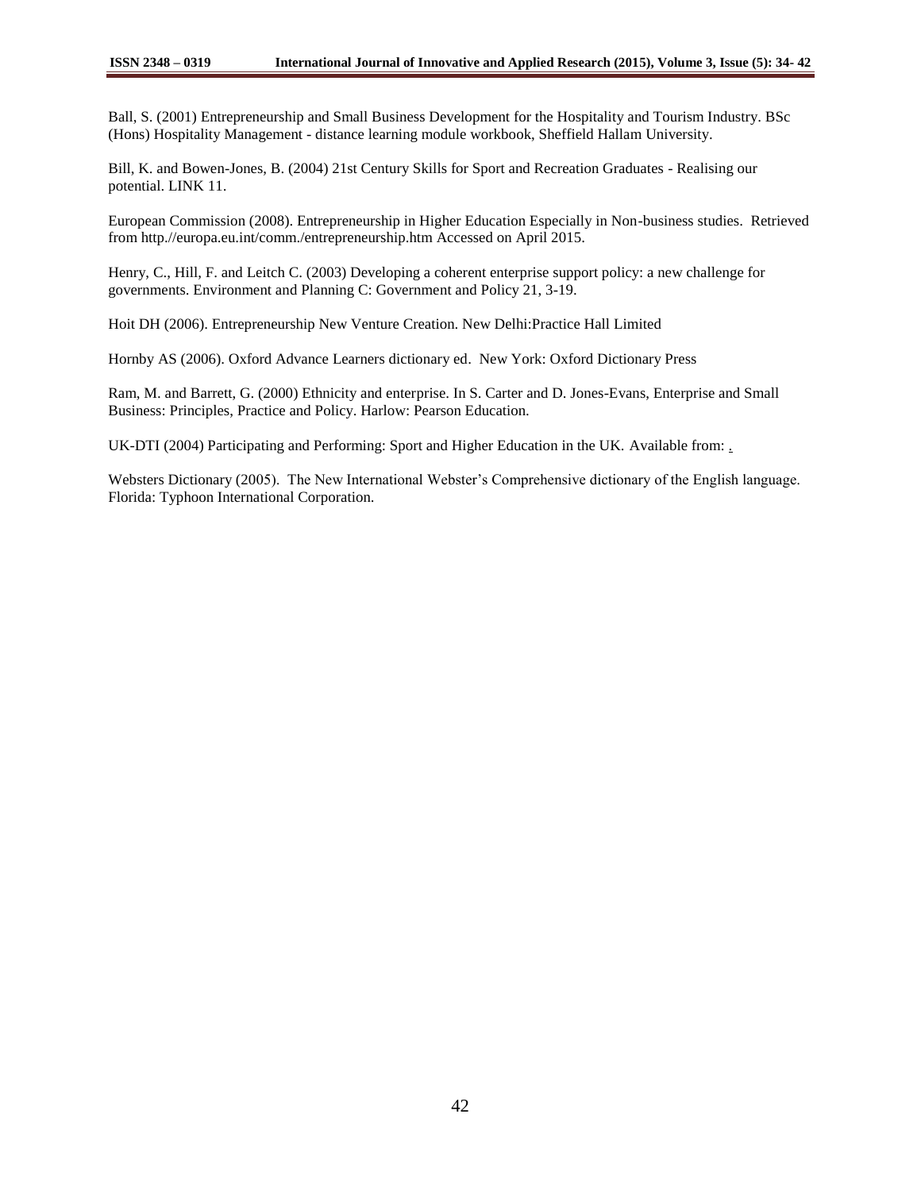Ball, S. (2001) Entrepreneurship and Small Business Development for the Hospitality and Tourism Industry. BSc (Hons) Hospitality Management - distance learning module workbook, Sheffield Hallam University.

Bill, K. and Bowen-Jones, B. (2004) 21st Century Skills for Sport and Recreation Graduates - Realising our potential. LINK 11.

European Commission (2008). Entrepreneurship in Higher Education Especially in Non-business studies. Retrieved from http.//europa.eu.int/comm./entrepreneurship.htm Accessed on April 2015.

Henry, C., Hill, F. and Leitch C. (2003) Developing a coherent enterprise support policy: a new challenge for governments. Environment and Planning C: Government and Policy 21, 3-19.

Hoit DH (2006). Entrepreneurship New Venture Creation. New Delhi:Practice Hall Limited

Hornby AS (2006). Oxford Advance Learners dictionary ed. New York: Oxford Dictionary Press

Ram, M. and Barrett, G. (2000) Ethnicity and enterprise. In S. Carter and D. Jones-Evans, Enterprise and Small Business: Principles, Practice and Policy. Harlow: Pearson Education.

UK-DTI (2004) Participating and Performing: Sport and Higher Education in the UK. Available from: .

Websters Dictionary (2005). The New International Webster's Comprehensive dictionary of the English language. Florida: Typhoon International Corporation.